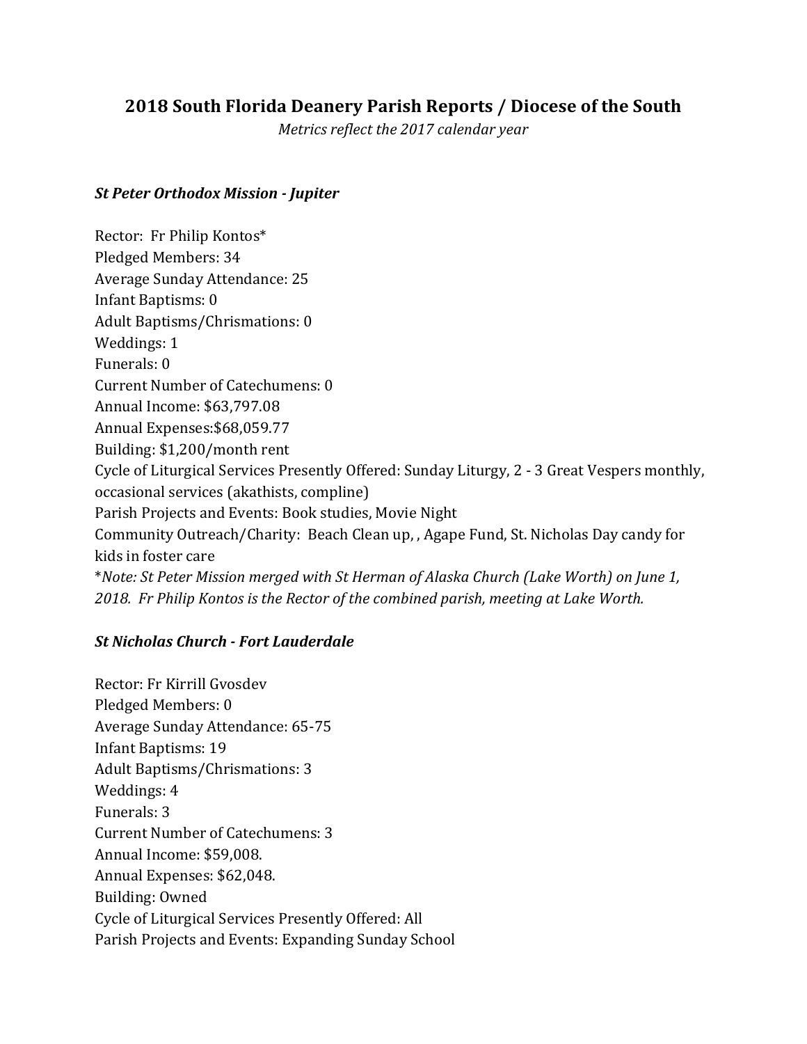# 2018 South Florida Deanery Parish Reports / Diocese of the South

*Metrics reflect the 2017 calendar year*

### *St Peter Orthodox Mission - Jupiter*

Rector: Fr Philip Kontos*
Pledged Members: 34
Average Sunday Attendance: 25
Infant Baptisms: 0
Adult Baptisms/Chrismations: 0
Weddings: 1
Funerals: 0
Current Number of Catechumens: 0
Annual Income: $63,797.08
Annual Expenses:$68,059.77
Building: $1,200/month rent
Cycle of Liturgical Services Presently Offered: Sunday Liturgy, 2 - 3 Great Vespers monthly, occasional services (akathists, compline)
Parish Projects and Events: Book studies, Movie Night
Community Outreach/Charity: Beach Clean up, , Agape Fund, St. Nicholas Day candy for kids in foster care
**Note: St Peter Mission merged with St Herman of Alaska Church (Lake Worth) on June 1, 2018. Fr Philip Kontos is the Rector of the combined parish, meeting at Lake Worth.*

### *St Nicholas Church - Fort Lauderdale*

Rector: Fr Kirrill Gvosdev
Pledged Members: 0
Average Sunday Attendance: 65-75
Infant Baptisms: 19
Adult Baptisms/Chrismations: 3
Weddings: 4
Funerals: 3
Current Number of Catechumens: 3
Annual Income: $59,008.
Annual Expenses: $62,048.
Building: Owned
Cycle of Liturgical Services Presently Offered: All
Parish Projects and Events: Expanding Sunday School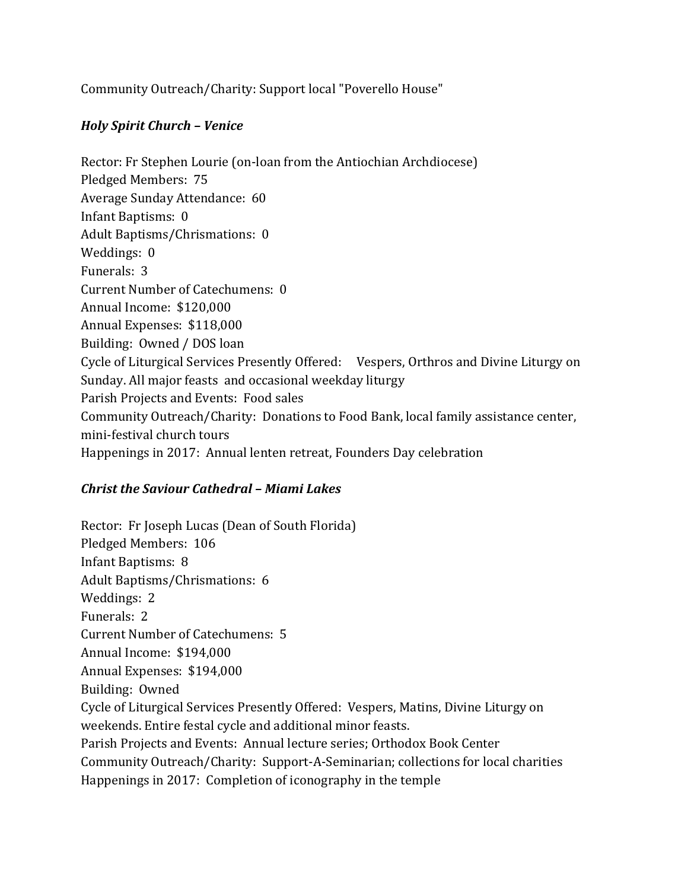Community Outreach/Charity: Support local "Poverello House"

### *Holy Spirit Church – Venice*

Rector: Fr Stephen Lourie (on-loan from the Antiochian Archdiocese)
Pledged Members: 75
Average Sunday Attendance: 60
Infant Baptisms: 0
Adult Baptisms/Chrismations: 0
Weddings: 0
Funerals: 3
Current Number of Catechumens: 0
Annual Income: $120,000
Annual Expenses: $118,000
Building: Owned / DOS loan
Cycle of Liturgical Services Presently Offered: Vespers, Orthros and Divine Liturgy on Sunday. All major feasts and occasional weekday liturgy
Parish Projects and Events: Food sales
Community Outreach/Charity: Donations to Food Bank, local family assistance center, mini-festival church tours
Happenings in 2017: Annual lenten retreat, Founders Day celebration

### *Christ the Saviour Cathedral – Miami Lakes*

Rector: Fr Joseph Lucas (Dean of South Florida)
Pledged Members: 106
Infant Baptisms: 8
Adult Baptisms/Chrismations: 6
Weddings: 2
Funerals: 2
Current Number of Catechumens: 5
Annual Income: $194,000
Annual Expenses: $194,000
Building: Owned
Cycle of Liturgical Services Presently Offered: Vespers, Matins, Divine Liturgy on weekends. Entire festal cycle and additional minor feasts.
Parish Projects and Events: Annual lecture series; Orthodox Book Center
Community Outreach/Charity: Support-A-Seminarian; collections for local charities
Happenings in 2017: Completion of iconography in the temple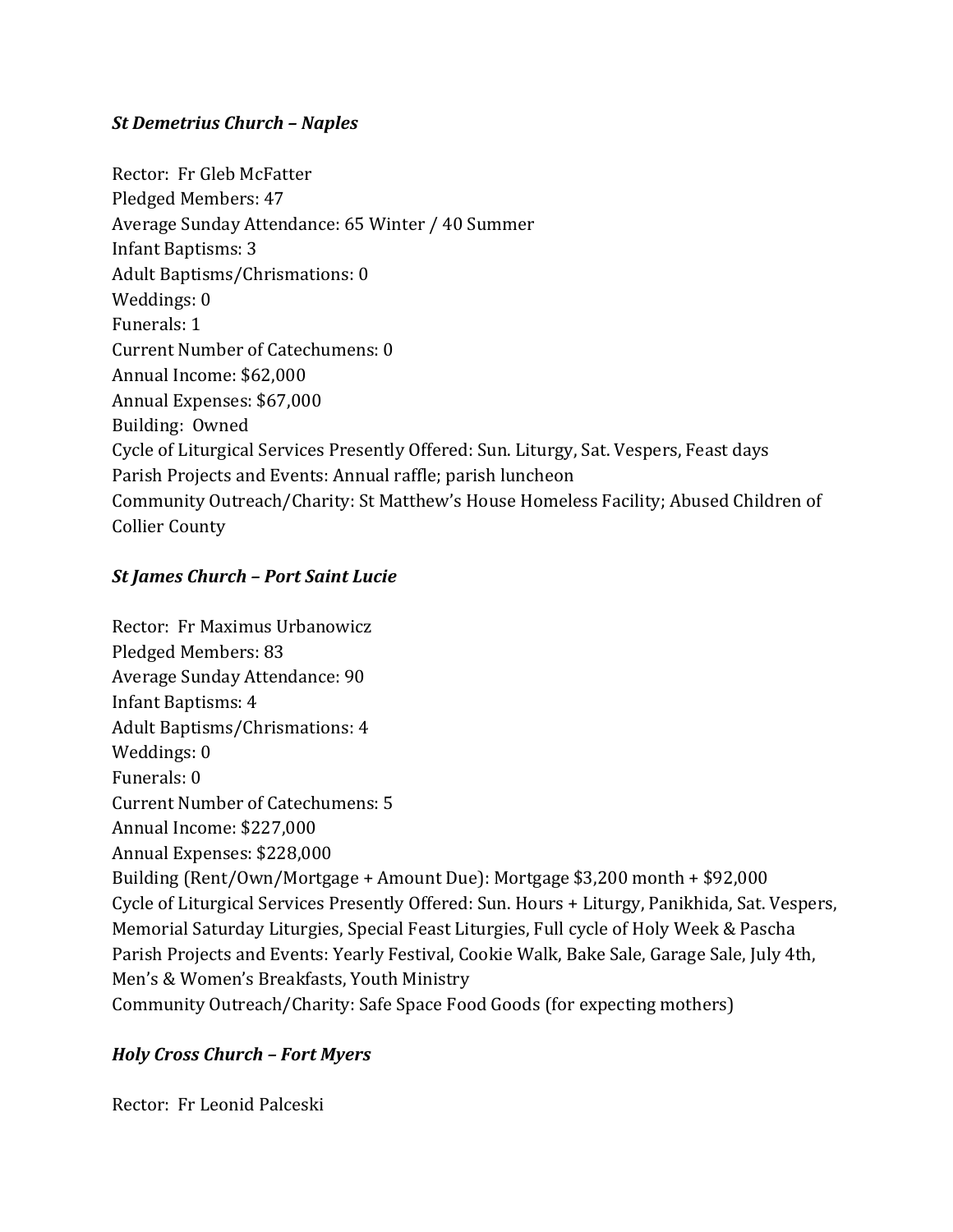### ***St Demetrius Church – Naples***

Rector: Fr Gleb McFatter
Pledged Members: 47
Average Sunday Attendance: 65 Winter / 40 Summer
Infant Baptisms: 3
Adult Baptisms/Chrismations: 0
Weddings: 0
Funerals: 1
Current Number of Catechumens: 0
Annual Income: $62,000
Annual Expenses: $67,000
Building: Owned
Cycle of Liturgical Services Presently Offered: Sun. Liturgy, Sat. Vespers, Feast days
Parish Projects and Events: Annual raffle; parish luncheon
Community Outreach/Charity: St Matthew's House Homeless Facility; Abused Children of Collier County

### ***St James Church – Port Saint Lucie***

Rector: Fr Maximus Urbanowicz
Pledged Members: 83
Average Sunday Attendance: 90
Infant Baptisms: 4
Adult Baptisms/Chrismations: 4
Weddings: 0
Funerals: 0
Current Number of Catechumens: 5
Annual Income: $227,000
Annual Expenses: $228,000
Building (Rent/Own/Mortgage + Amount Due): Mortgage $3,200 month + $92,000
Cycle of Liturgical Services Presently Offered: Sun. Hours + Liturgy, Panikhida, Sat. Vespers, Memorial Saturday Liturgies, Special Feast Liturgies, Full cycle of Holy Week & Pascha
Parish Projects and Events: Yearly Festival, Cookie Walk, Bake Sale, Garage Sale, July 4th, Men's & Women's Breakfasts, Youth Ministry
Community Outreach/Charity: Safe Space Food Goods (for expecting mothers)

### ***Holy Cross Church – Fort Myers***

Rector: Fr Leonid Palceski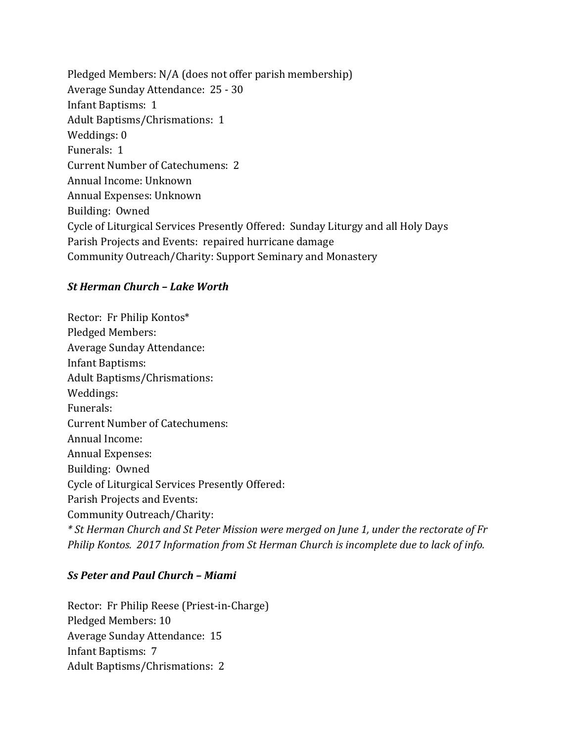Pledged Members: N/A (does not offer parish membership)
Average Sunday Attendance: 25 - 30
Infant Baptisms: 1
Adult Baptisms/Chrismations: 1
Weddings: 0
Funerals: 1
Current Number of Catechumens: 2
Annual Income: Unknown
Annual Expenses: Unknown
Building: Owned
Cycle of Liturgical Services Presently Offered: Sunday Liturgy and all Holy Days
Parish Projects and Events: repaired hurricane damage
Community Outreach/Charity: Support Seminary and Monastery

***St Herman Church – Lake Worth***

Rector: Fr Philip Kontos*
Pledged Members:
Average Sunday Attendance:
Infant Baptisms:
Adult Baptisms/Chrismations:
Weddings:
Funerals:
Current Number of Catechumens:
Annual Income:
Annual Expenses:
Building: Owned
Cycle of Liturgical Services Presently Offered:
Parish Projects and Events:
Community Outreach/Charity:
*\* St Herman Church and St Peter Mission were merged on June 1, under the rectorate of Fr Philip Kontos. 2017 Information from St Herman Church is incomplete due to lack of info.*

***Ss Peter and Paul Church – Miami***

Rector: Fr Philip Reese (Priest-in-Charge)
Pledged Members: 10
Average Sunday Attendance: 15
Infant Baptisms: 7
Adult Baptisms/Chrismations: 2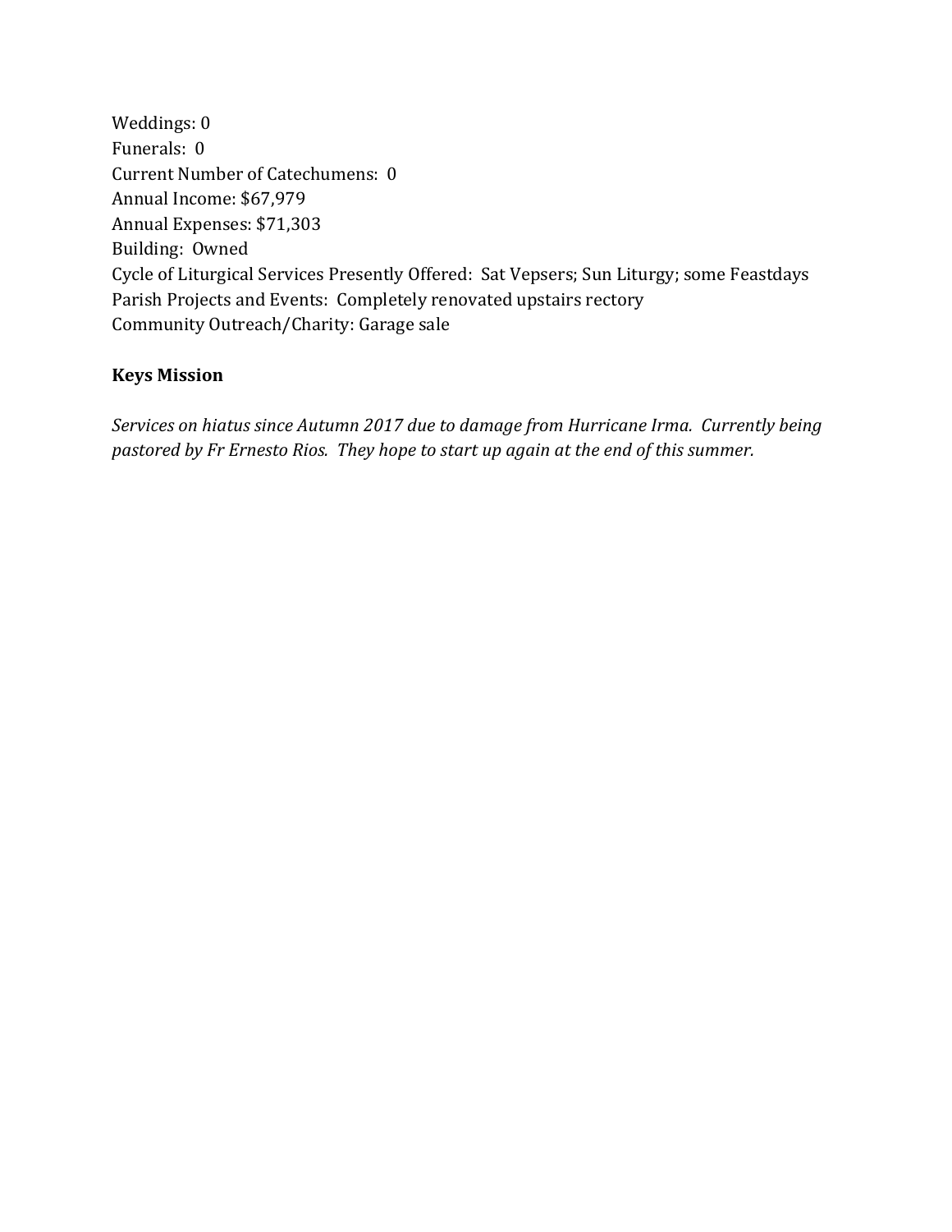Weddings: 0
Funerals: 0
Current Number of Catechumens: 0
Annual Income: $67,979
Annual Expenses: $71,303
Building: Owned
Cycle of Liturgical Services Presently Offered: Sat Vepsers; Sun Liturgy; some Feastdays
Parish Projects and Events: Completely renovated upstairs rectory
Community Outreach/Charity: Garage sale

**Keys Mission**

*Services on hiatus since Autumn 2017 due to damage from Hurricane Irma. Currently being pastored by Fr Ernesto Rios. They hope to start up again at the end of this summer.*